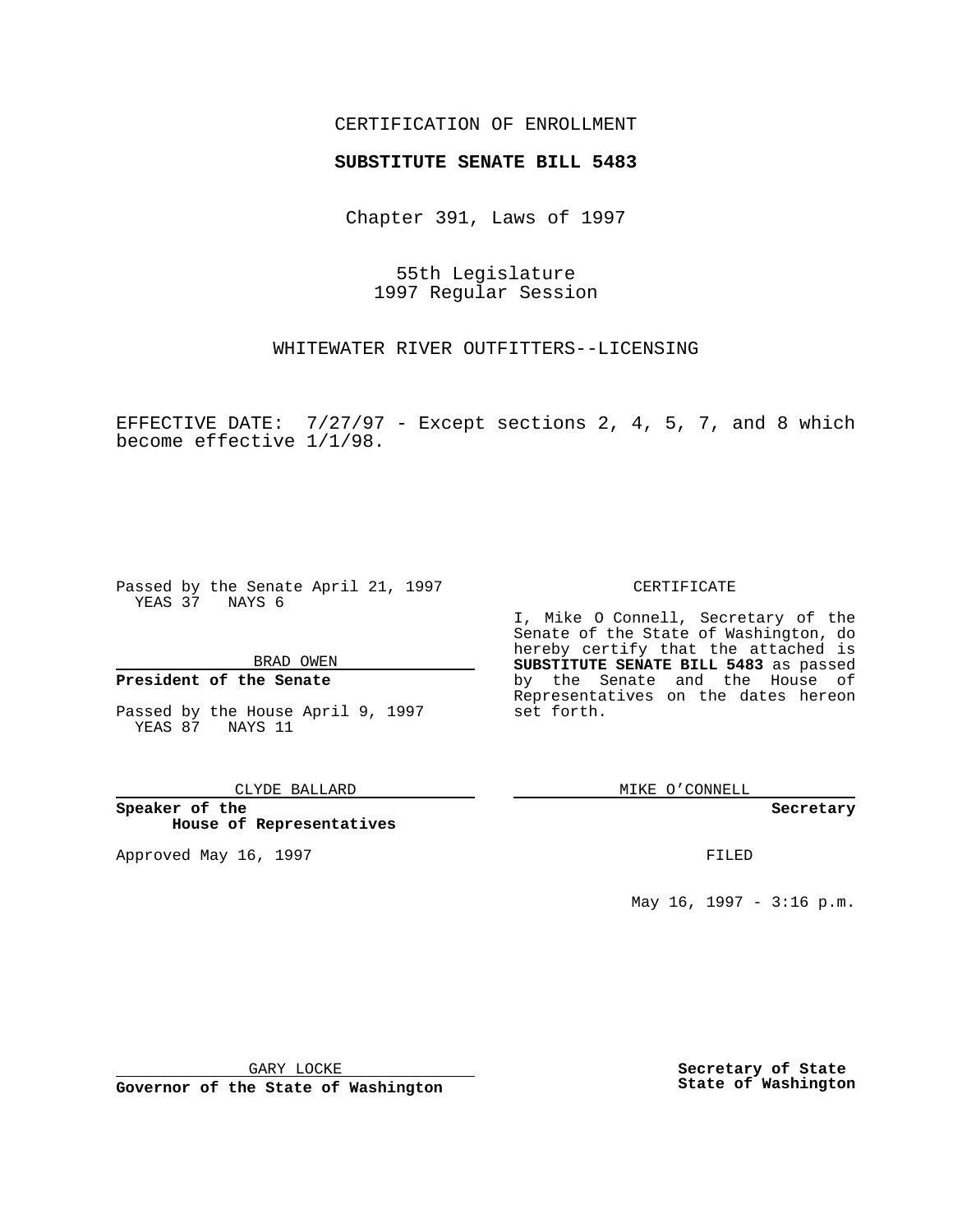CERTIFICATION OF ENROLLMENT

**SUBSTITUTE SENATE BILL 5483**

Chapter 391, Laws of 1997

55th Legislature
1997 Regular Session

WHITEWATER RIVER OUTFITTERS--LICENSING

EFFECTIVE DATE: 7/27/97 - Except sections 2, 4, 5, 7, and 8 which become effective 1/1/98.

Passed by the Senate April 21, 1997
YEAS 37 NAYS 6

BRAD OWEN

**President of the Senate**

Passed by the House April 9, 1997
YEAS 87 NAYS 11

CLYDE BALLARD

**Speaker of the House of Representatives**

Approved May 16, 1997

GARY LOCKE

**Governor of the State of Washington**

CERTIFICATE

I, Mike O Connell, Secretary of the Senate of the State of Washington, do hereby certify that the attached is **SUBSTITUTE SENATE BILL 5483** as passed by the Senate and the House of Representatives on the dates hereon set forth.

MIKE O'CONNELL

**Secretary**

FILED

May 16, 1997 - 3:16 p.m.

**Secretary of State**
**State of Washington**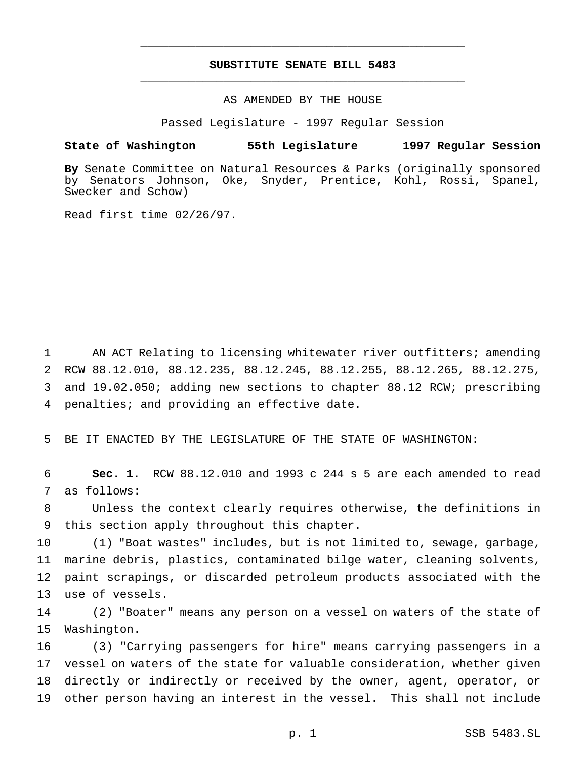# SUBSTITUTE SENATE BILL 5483

AS AMENDED BY THE HOUSE

Passed Legislature - 1997 Regular Session

**State of Washington 55th Legislature 1997 Regular Session**

**By** Senate Committee on Natural Resources & Parks (originally sponsored by Senators Johnson, Oke, Snyder, Prentice, Kohl, Rossi, Spanel, Swecker and Schow)

Read first time 02/26/97.

AN ACT Relating to licensing whitewater river outfitters; amending RCW 88.12.010, 88.12.235, 88.12.245, 88.12.255, 88.12.265, 88.12.275, and 19.02.050; adding new sections to chapter 88.12 RCW; prescribing penalties; and providing an effective date.

BE IT ENACTED BY THE LEGISLATURE OF THE STATE OF WASHINGTON:

**Sec. 1.** RCW 88.12.010 and 1993 c 244 s 5 are each amended to read as follows:

Unless the context clearly requires otherwise, the definitions in this section apply throughout this chapter.

(1) "Boat wastes" includes, but is not limited to, sewage, garbage, marine debris, plastics, contaminated bilge water, cleaning solvents, paint scrapings, or discarded petroleum products associated with the use of vessels.

(2) "Boater" means any person on a vessel on waters of the state of Washington.

(3) "Carrying passengers for hire" means carrying passengers in a vessel on waters of the state for valuable consideration, whether given directly or indirectly or received by the owner, agent, operator, or other person having an interest in the vessel. This shall not include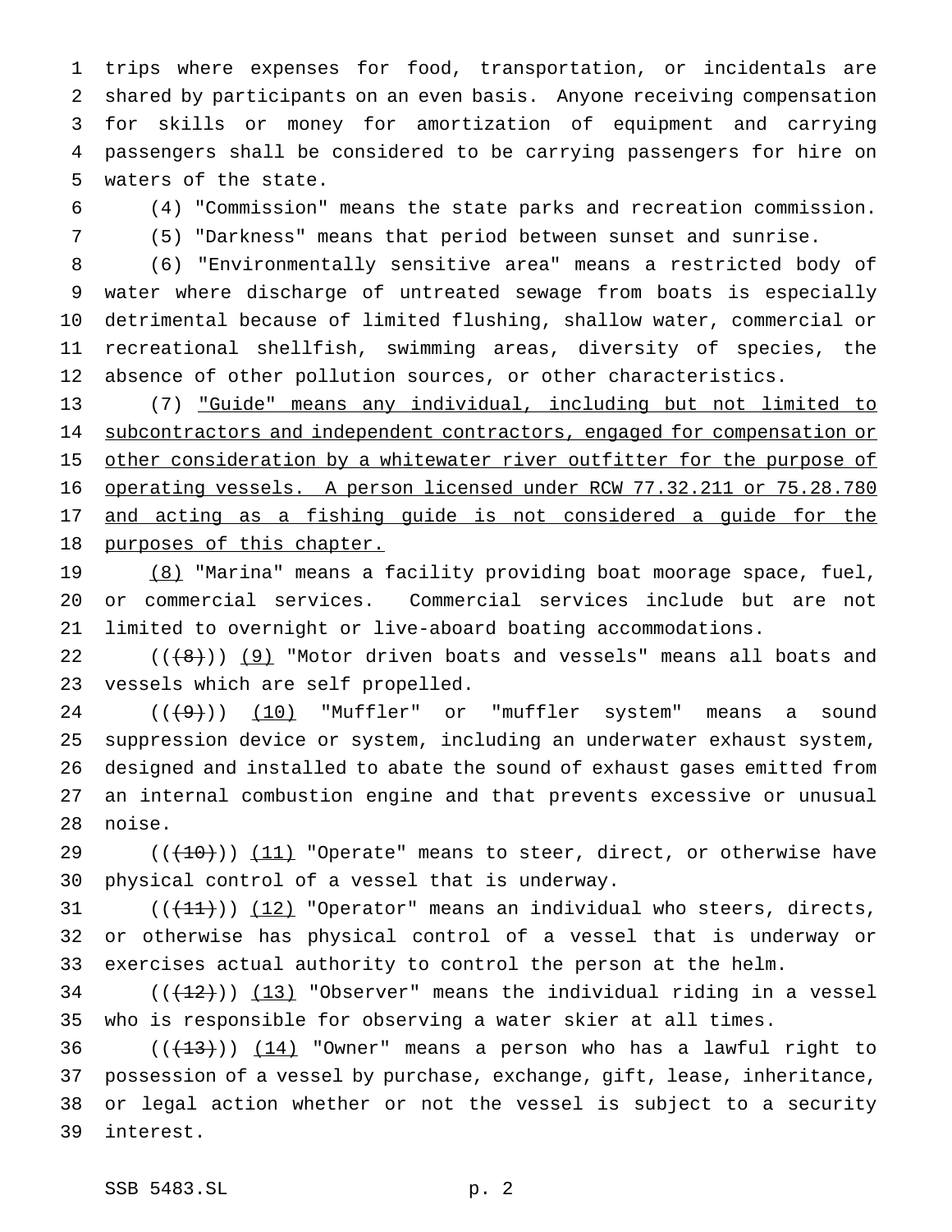trips where expenses for food, transportation, or incidentals are shared by participants on an even basis. Anyone receiving compensation for skills or money for amortization of equipment and carrying passengers shall be considered to be carrying passengers for hire on waters of the state.

(4) "Commission" means the state parks and recreation commission.

(5) "Darkness" means that period between sunset and sunrise.

(6) "Environmentally sensitive area" means a restricted body of water where discharge of untreated sewage from boats is especially detrimental because of limited flushing, shallow water, commercial or recreational shellfish, swimming areas, diversity of species, the absence of other pollution sources, or other characteristics.

(7) "Guide" means any individual, including but not limited to subcontractors and independent contractors, engaged for compensation or other consideration by a whitewater river outfitter for the purpose of operating vessels. A person licensed under RCW 77.32.211 or 75.28.780 and acting as a fishing guide is not considered a guide for the purposes of this chapter.

(8) "Marina" means a facility providing boat moorage space, fuel, or commercial services. Commercial services include but are not limited to overnight or live-aboard boating accommodations.

((~~(8)~~)) (9) "Motor driven boats and vessels" means all boats and vessels which are self propelled.

((~~(9)~~)) (10) "Muffler" or "muffler system" means a sound suppression device or system, including an underwater exhaust system, designed and installed to abate the sound of exhaust gases emitted from an internal combustion engine and that prevents excessive or unusual noise.

((~~(10)~~)) (11) "Operate" means to steer, direct, or otherwise have physical control of a vessel that is underway.

((~~(11)~~)) (12) "Operator" means an individual who steers, directs, or otherwise has physical control of a vessel that is underway or exercises actual authority to control the person at the helm.

((~~(12)~~)) (13) "Observer" means the individual riding in a vessel who is responsible for observing a water skier at all times.

((~~(13)~~)) (14) "Owner" means a person who has a lawful right to possession of a vessel by purchase, exchange, gift, lease, inheritance, or legal action whether or not the vessel is subject to a security interest.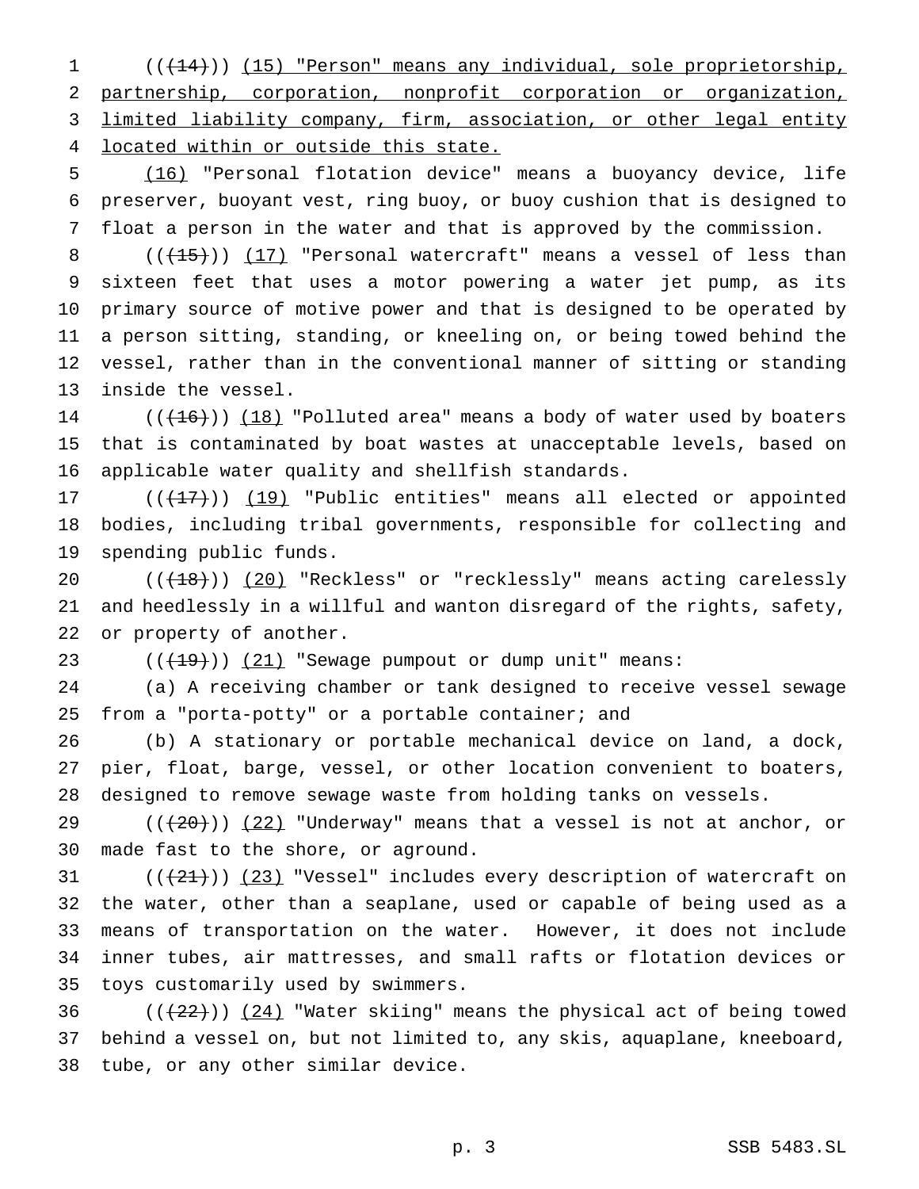((~~(14)~~)) <u>(15) "Person" means any individual, sole proprietorship, partnership, corporation, nonprofit corporation or organization, limited liability company, firm, association, or other legal entity located within or outside this state.</u>

<u>(16)</u> "Personal flotation device" means a buoyancy device, life preserver, buoyant vest, ring buoy, or buoy cushion that is designed to float a person in the water and that is approved by the commission.

((~~(15)~~)) <u>(17)</u> "Personal watercraft" means a vessel of less than sixteen feet that uses a motor powering a water jet pump, as its primary source of motive power and that is designed to be operated by a person sitting, standing, or kneeling on, or being towed behind the vessel, rather than in the conventional manner of sitting or standing inside the vessel.

((~~(16)~~)) <u>(18)</u> "Polluted area" means a body of water used by boaters that is contaminated by boat wastes at unacceptable levels, based on applicable water quality and shellfish standards.

((~~(17)~~)) <u>(19)</u> "Public entities" means all elected or appointed bodies, including tribal governments, responsible for collecting and spending public funds.

((~~(18)~~)) <u>(20)</u> "Reckless" or "recklessly" means acting carelessly and heedlessly in a willful and wanton disregard of the rights, safety, or property of another.

((~~(19)~~)) <u>(21)</u> "Sewage pumpout or dump unit" means:

(a) A receiving chamber or tank designed to receive vessel sewage from a "porta-potty" or a portable container; and

(b) A stationary or portable mechanical device on land, a dock, pier, float, barge, vessel, or other location convenient to boaters, designed to remove sewage waste from holding tanks on vessels.

((~~(20)~~)) <u>(22)</u> "Underway" means that a vessel is not at anchor, or made fast to the shore, or aground.

((~~(21)~~)) <u>(23)</u> "Vessel" includes every description of watercraft on the water, other than a seaplane, used or capable of being used as a means of transportation on the water. However, it does not include inner tubes, air mattresses, and small rafts or flotation devices or toys customarily used by swimmers.

((~~(22)~~)) <u>(24)</u> "Water skiing" means the physical act of being towed behind a vessel on, but not limited to, any skis, aquaplane, kneeboard, tube, or any other similar device.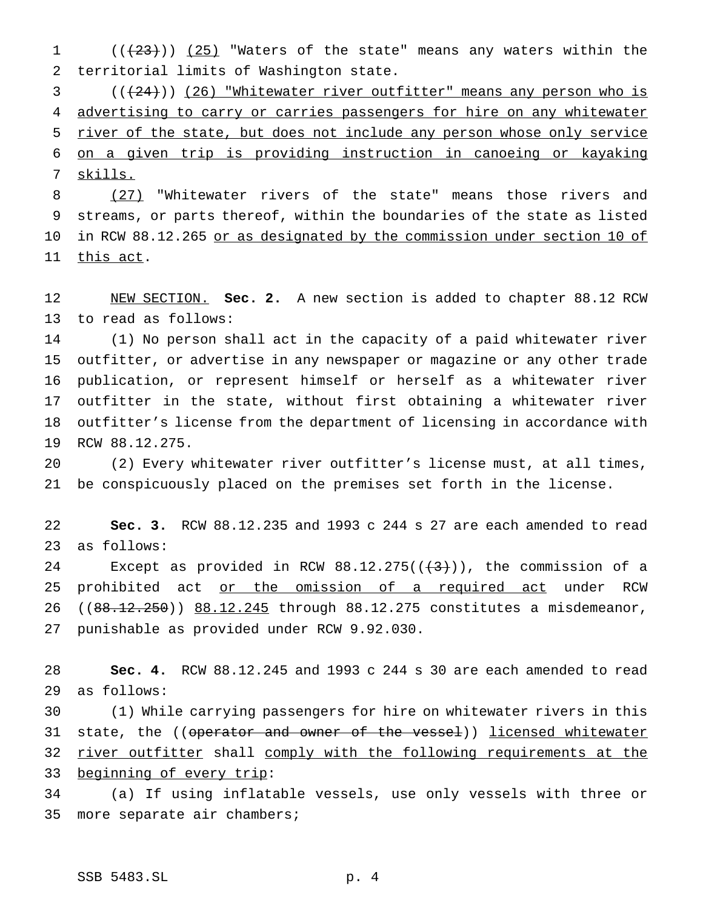((~~(23)~~)) <u>(25)</u> "Waters of the state" means any waters within the territorial limits of Washington state.

((~~(24)~~)) <u>(26) "Whitewater river outfitter" means any person who is advertising to carry or carries passengers for hire on any whitewater river of the state, but does not include any person whose only service on a given trip is providing instruction in canoeing or kayaking skills.</u>

<u>(27)</u> "Whitewater rivers of the state" means those rivers and streams, or parts thereof, within the boundaries of the state as listed in RCW 88.12.265 <u>or as designated by the commission under section 10 of this act</u>.

<u>NEW SECTION.</u> **Sec. 2.** A new section is added to chapter 88.12 RCW to read as follows:

(1) No person shall act in the capacity of a paid whitewater river outfitter, or advertise in any newspaper or magazine or any other trade publication, or represent himself or herself as a whitewater river outfitter in the state, without first obtaining a whitewater river outfitter's license from the department of licensing in accordance with RCW 88.12.275.

(2) Every whitewater river outfitter's license must, at all times, be conspicuously placed on the premises set forth in the license.

**Sec. 3.** RCW 88.12.235 and 1993 c 244 s 27 are each amended to read as follows:

Except as provided in RCW 88.12.275((~~(3)~~)), the commission of a prohibited act <u>or the omission of a required act</u> under RCW ((~~88.12.250~~)) <u>88.12.245</u> through 88.12.275 constitutes a misdemeanor, punishable as provided under RCW 9.92.030.

**Sec. 4.** RCW 88.12.245 and 1993 c 244 s 30 are each amended to read as follows:

(1) While carrying passengers for hire on whitewater rivers in this state, the ((~~operator and owner of the vessel~~)) <u>licensed whitewater river outfitter</u> shall <u>comply with the following requirements at the beginning of every trip</u>:

(a) If using inflatable vessels, use only vessels with three or more separate air chambers;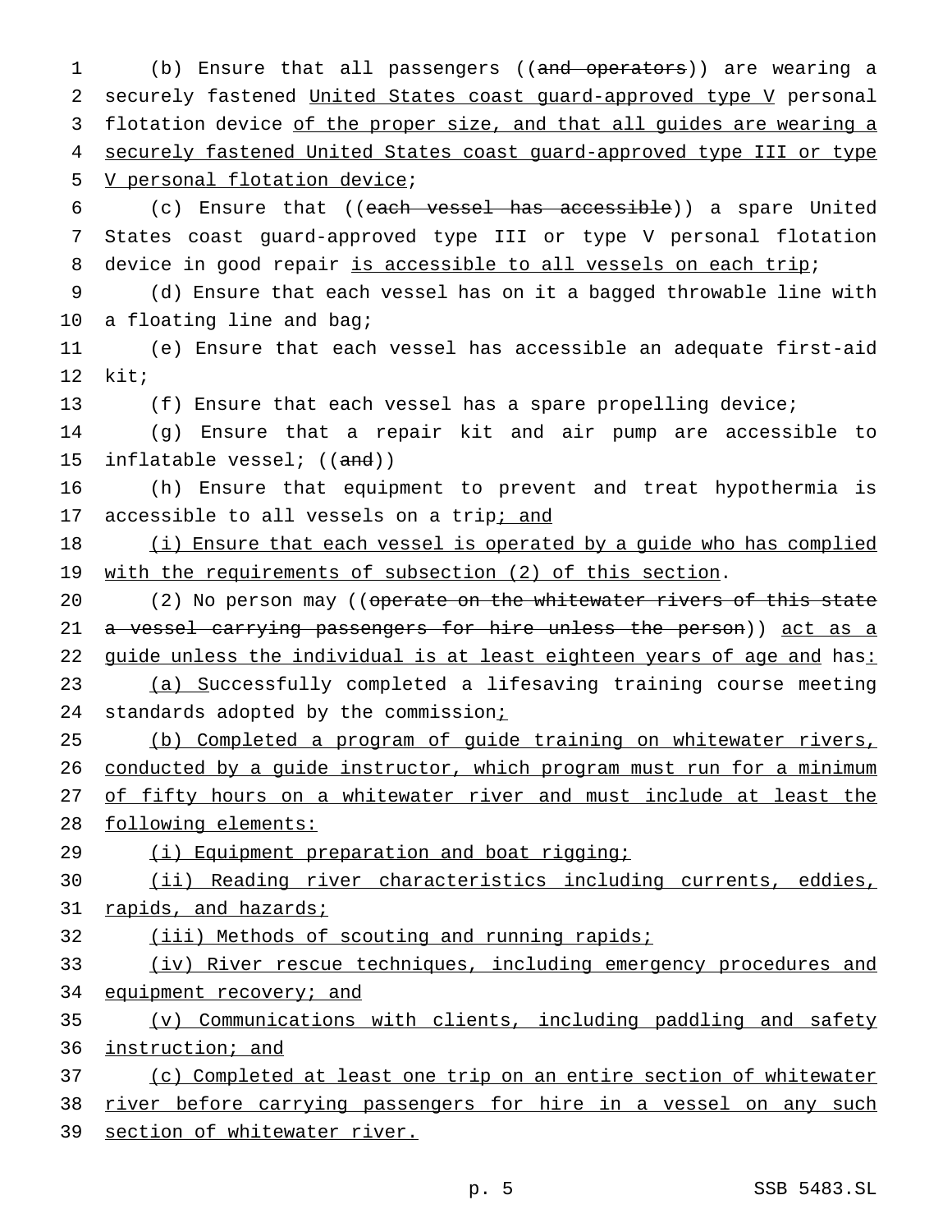(b) Ensure that all passengers ((~~and operators~~)) are wearing a securely fastened <u>United States coast guard-approved type V</u> personal flotation device <u>of the proper size, and that all guides are wearing a securely fastened United States coast guard-approved type III or type V personal flotation device</u>;

(c) Ensure that ((~~each vessel has accessible~~)) a spare United States coast guard-approved type III or type V personal flotation device in good repair <u>is accessible to all vessels on each trip</u>;

(d) Ensure that each vessel has on it a bagged throwable line with a floating line and bag;

(e) Ensure that each vessel has accessible an adequate first-aid kit;

(f) Ensure that each vessel has a spare propelling device;

(g) Ensure that a repair kit and air pump are accessible to inflatable vessel; ((~~and~~))

(h) Ensure that equipment to prevent and treat hypothermia is accessible to all vessels on a trip<u>; and</u>

<u>(i) Ensure that each vessel is operated by a guide who has complied with the requirements of subsection (2) of this section</u>.

(2) No person may ((~~operate on the whitewater rivers of this state a vessel carrying passengers for hire unless the person~~)) <u>act as a guide unless the individual is at least eighteen years of age and</u> has<u>:</u>

<u>(a) S</u>uccessfully completed a lifesaving training course meeting standards adopted by the commission<u>;</u>

<u>(b) Completed a program of guide training on whitewater rivers, conducted by a guide instructor, which program must run for a minimum of fifty hours on a whitewater river and must include at least the following elements:</u>

<u>(i) Equipment preparation and boat rigging;</u>

<u>(ii) Reading river characteristics including currents, eddies, rapids, and hazards;</u>

<u>(iii) Methods of scouting and running rapids;</u>

<u>(iv) River rescue techniques, including emergency procedures and equipment recovery; and</u>

<u>(v) Communications with clients, including paddling and safety instruction; and</u>

<u>(c) Completed at least one trip on an entire section of whitewater river before carrying passengers for hire in a vessel on any such section of whitewater river.</u>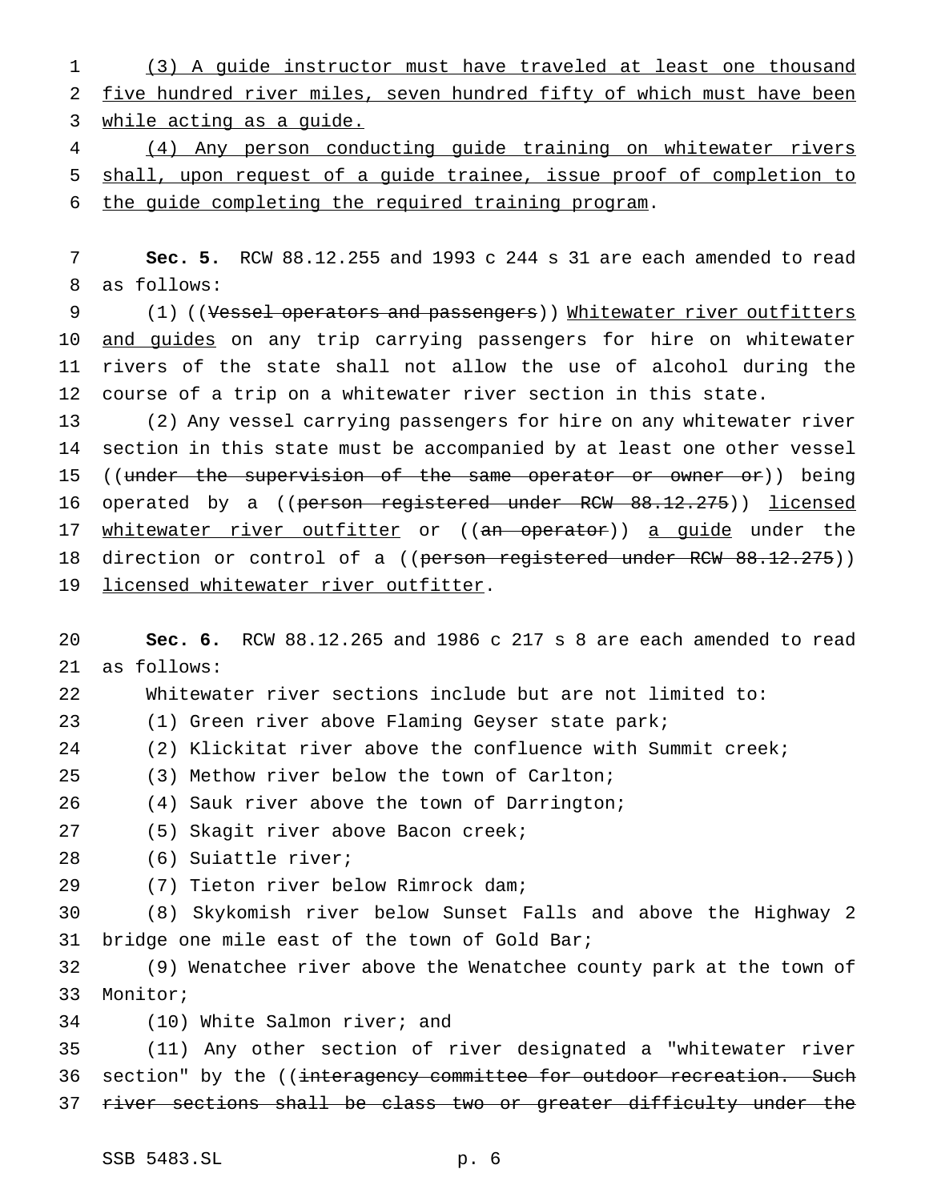(3) A guide instructor must have traveled at least one thousand five hundred river miles, seven hundred fifty of which must have been while acting as a guide.

(4) Any person conducting guide training on whitewater rivers shall, upon request of a guide trainee, issue proof of completion to the guide completing the required training program.

**Sec. 5.** RCW 88.12.255 and 1993 c 244 s 31 are each amended to read as follows:

(1) ((~~Vessel operators and passengers~~)) Whitewater river outfitters and guides on any trip carrying passengers for hire on whitewater rivers of the state shall not allow the use of alcohol during the course of a trip on a whitewater river section in this state.

(2) Any vessel carrying passengers for hire on any whitewater river section in this state must be accompanied by at least one other vessel ((~~under the supervision of the same operator or owner or~~)) being operated by a ((~~person registered under RCW 88.12.275~~)) licensed whitewater river outfitter or ((~~an operator~~)) a guide under the direction or control of a ((~~person registered under RCW 88.12.275~~)) licensed whitewater river outfitter.

**Sec. 6.** RCW 88.12.265 and 1986 c 217 s 8 are each amended to read as follows:

Whitewater river sections include but are not limited to:

(1) Green river above Flaming Geyser state park;

(2) Klickitat river above the confluence with Summit creek;

(3) Methow river below the town of Carlton;

(4) Sauk river above the town of Darrington;

(5) Skagit river above Bacon creek;

(6) Suiattle river;

(7) Tieton river below Rimrock dam;

(8) Skykomish river below Sunset Falls and above the Highway 2 bridge one mile east of the town of Gold Bar;

(9) Wenatchee river above the Wenatchee county park at the town of Monitor;

(10) White Salmon river; and

(11) Any other section of river designated a "whitewater river section" by the ((~~interagency committee for outdoor recreation. Such river sections shall be class two or greater difficulty under the~~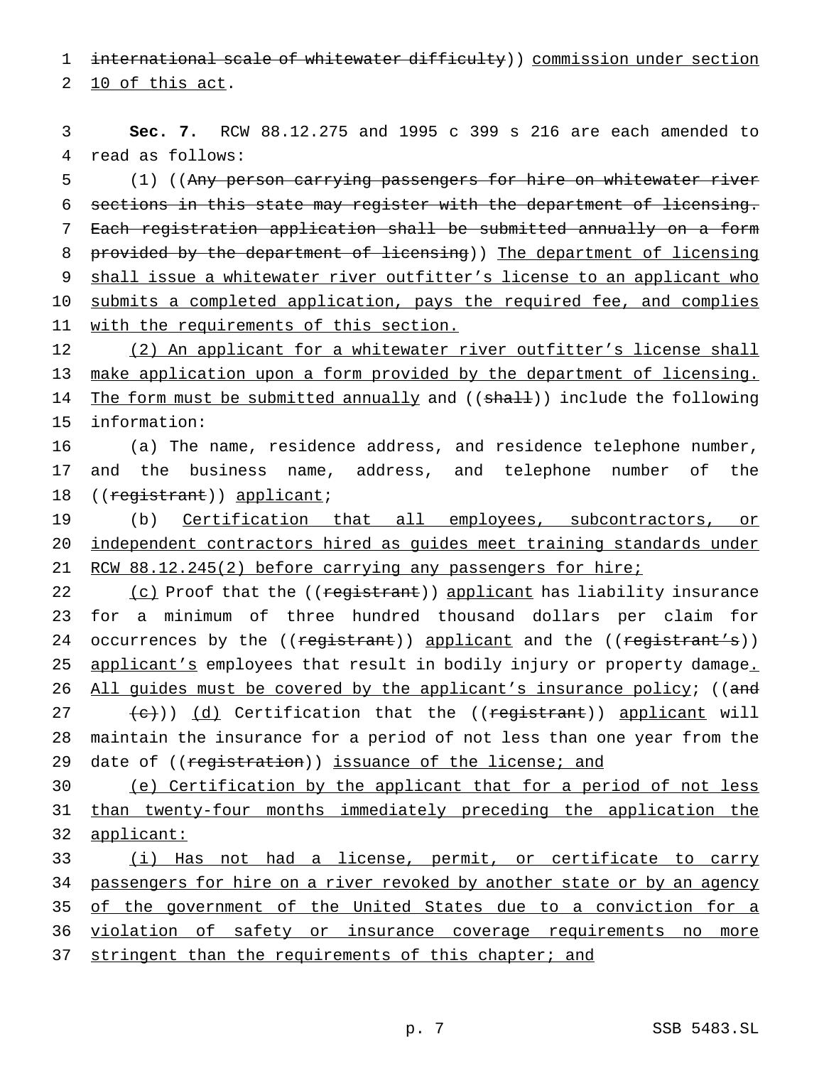international scale of whitewater difficulty)) commission under section 10 of this act.

**Sec. 7.** RCW 88.12.275 and 1995 c 399 s 216 are each amended to read as follows:

(1) ((Any person carrying passengers for hire on whitewater river sections in this state may register with the department of licensing. Each registration application shall be submitted annually on a form provided by the department of licensing)) The department of licensing shall issue a whitewater river outfitter's license to an applicant who submits a completed application, pays the required fee, and complies with the requirements of this section.

(2) An applicant for a whitewater river outfitter's license shall make application upon a form provided by the department of licensing. The form must be submitted annually and ((shall)) include the following information:

(a) The name, residence address, and residence telephone number, and the business name, address, and telephone number of the ((registrant)) applicant;

(b) Certification that all employees, subcontractors, or independent contractors hired as guides meet training standards under RCW 88.12.245(2) before carrying any passengers for hire;

(c) Proof that the ((registrant)) applicant has liability insurance for a minimum of three hundred thousand dollars per claim for occurrences by the ((registrant)) applicant and the ((registrant's)) applicant's employees that result in bodily injury or property damage. All guides must be covered by the applicant's insurance policy; ((and (c))) (d) Certification that the ((registrant)) applicant will maintain the insurance for a period of not less than one year from the date of ((registration)) issuance of the license; and

(e) Certification by the applicant that for a period of not less than twenty-four months immediately preceding the application the applicant:

(i) Has not had a license, permit, or certificate to carry passengers for hire on a river revoked by another state or by an agency of the government of the United States due to a conviction for a violation of safety or insurance coverage requirements no more stringent than the requirements of this chapter; and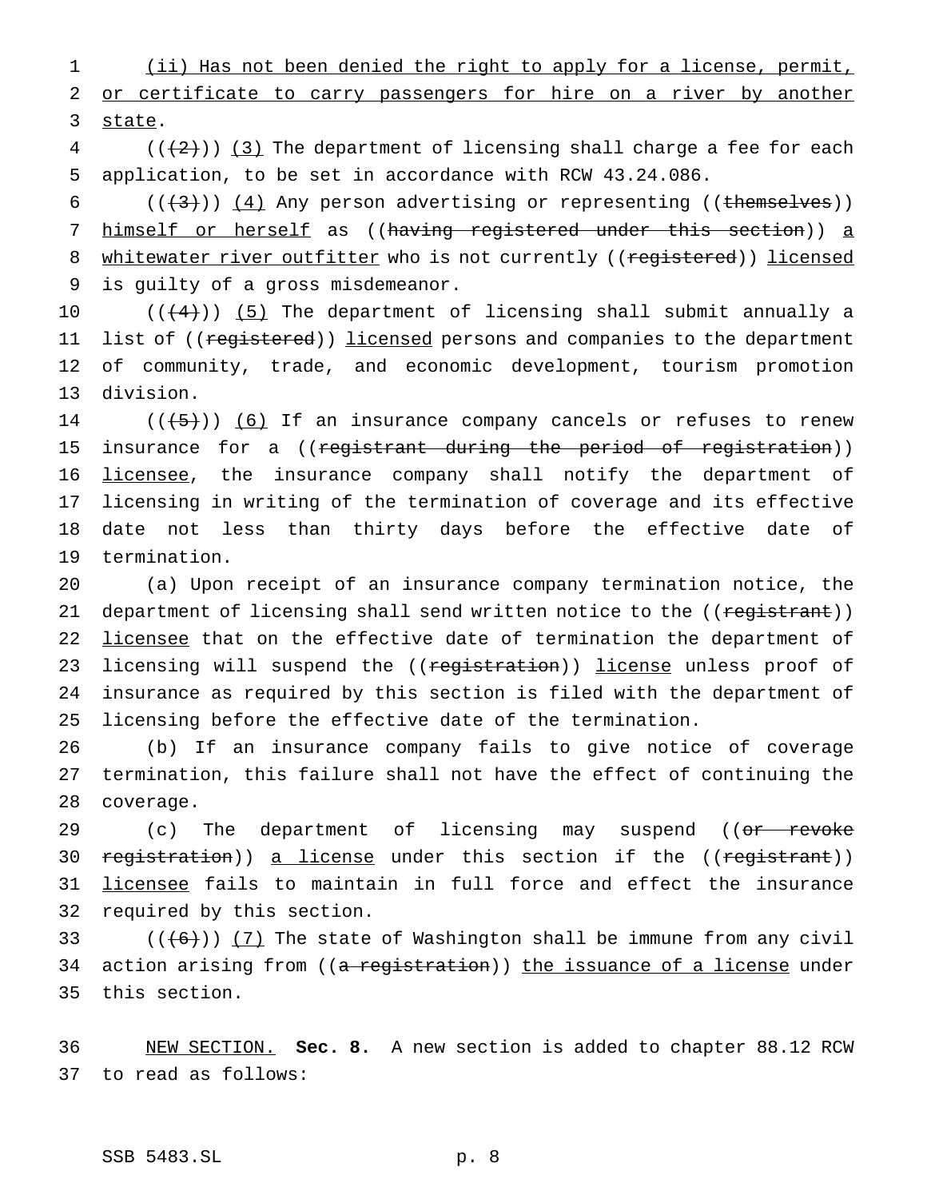(ii) Has not been denied the right to apply for a license, permit, or certificate to carry passengers for hire on a river by another state.

(((2))) (3) The department of licensing shall charge a fee for each application, to be set in accordance with RCW 43.24.086.

(((3))) (4) Any person advertising or representing ((themselves)) himself or herself as ((having registered under this section)) a whitewater river outfitter who is not currently ((registered)) licensed is guilty of a gross misdemeanor.

(((4))) (5) The department of licensing shall submit annually a list of ((registered)) licensed persons and companies to the department of community, trade, and economic development, tourism promotion division.

(((5))) (6) If an insurance company cancels or refuses to renew insurance for a ((registrant during the period of registration)) licensee, the insurance company shall notify the department of licensing in writing of the termination of coverage and its effective date not less than thirty days before the effective date of termination.

(a) Upon receipt of an insurance company termination notice, the department of licensing shall send written notice to the ((registrant)) licensee that on the effective date of termination the department of licensing will suspend the ((registration)) license unless proof of insurance as required by this section is filed with the department of licensing before the effective date of the termination.

(b) If an insurance company fails to give notice of coverage termination, this failure shall not have the effect of continuing the coverage.

(c) The department of licensing may suspend ((or revoke registration)) a license under this section if the ((registrant)) licensee fails to maintain in full force and effect the insurance required by this section.

(((6))) (7) The state of Washington shall be immune from any civil action arising from ((a registration)) the issuance of a license under this section.

NEW SECTION. **Sec. 8.** A new section is added to chapter 88.12 RCW to read as follows: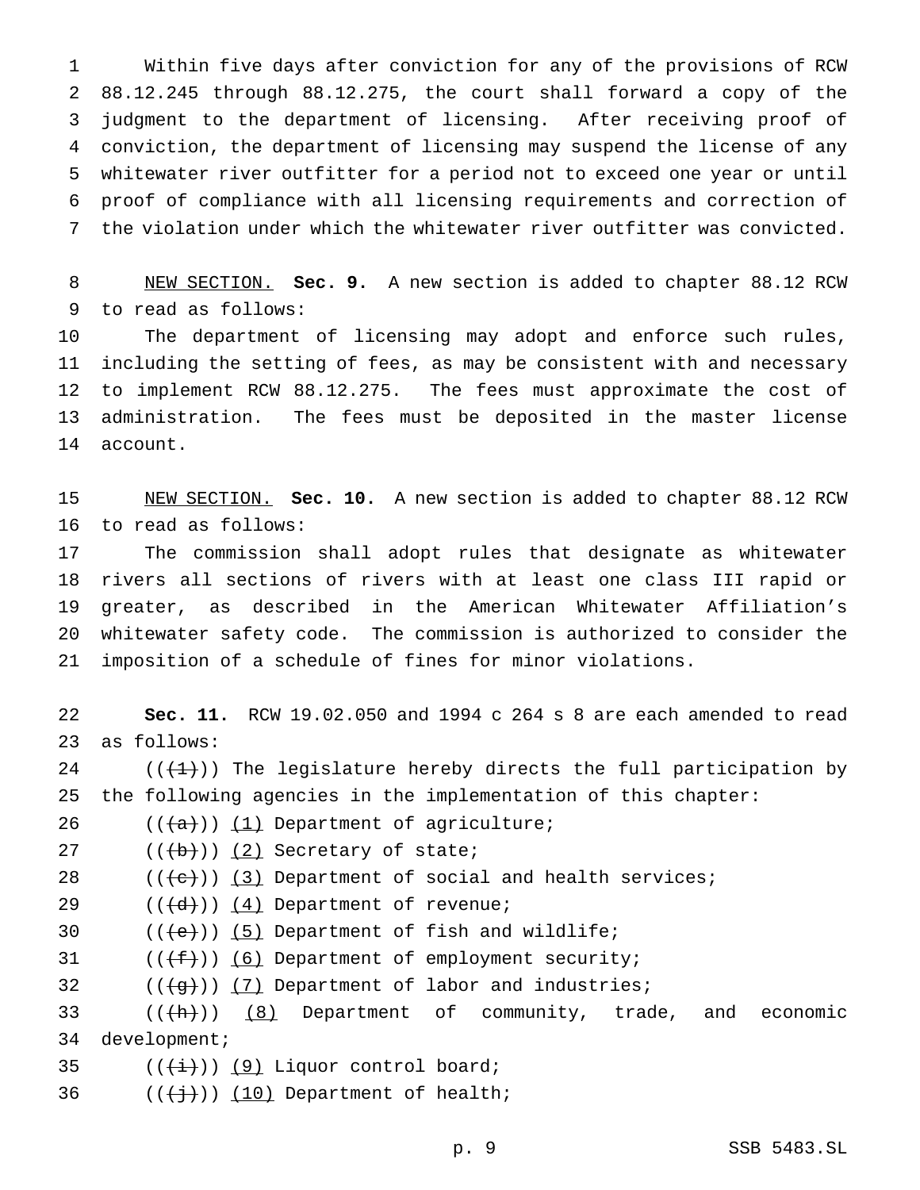Within five days after conviction for any of the provisions of RCW 88.12.245 through 88.12.275, the court shall forward a copy of the judgment to the department of licensing. After receiving proof of conviction, the department of licensing may suspend the license of any whitewater river outfitter for a period not to exceed one year or until proof of compliance with all licensing requirements and correction of the violation under which the whitewater river outfitter was convicted.

NEW SECTION. **Sec. 9.** A new section is added to chapter 88.12 RCW to read as follows:

The department of licensing may adopt and enforce such rules, including the setting of fees, as may be consistent with and necessary to implement RCW 88.12.275. The fees must approximate the cost of administration. The fees must be deposited in the master license account.

NEW SECTION. **Sec. 10.** A new section is added to chapter 88.12 RCW to read as follows:

The commission shall adopt rules that designate as whitewater rivers all sections of rivers with at least one class III rapid or greater, as described in the American Whitewater Affiliation's whitewater safety code. The commission is authorized to consider the imposition of a schedule of fines for minor violations.

**Sec. 11.** RCW 19.02.050 and 1994 c 264 s 8 are each amended to read as follows:

(((1))) The legislature hereby directs the full participation by the following agencies in the implementation of this chapter:

(((a))) (1) Department of agriculture;

(((b))) (2) Secretary of state;

(((c))) (3) Department of social and health services;

(((d))) (4) Department of revenue;

(((e))) (5) Department of fish and wildlife;

(((f))) (6) Department of employment security;

(((g))) (7) Department of labor and industries;

(((h))) (8) Department of community, trade, and economic development;

(((i))) (9) Liquor control board;

(((j))) (10) Department of health;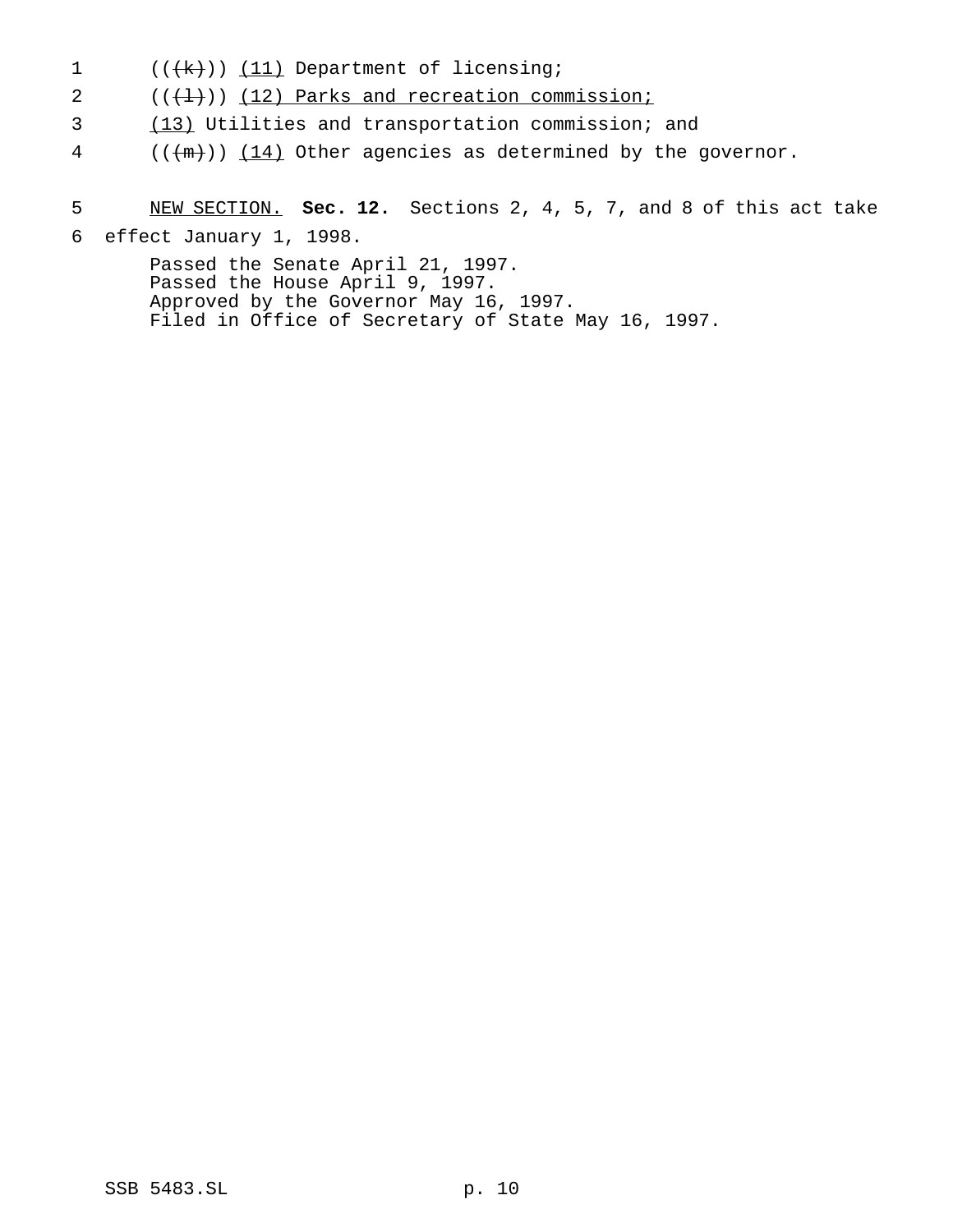((~~(k)~~)) (11) Department of licensing;

((~~(l)~~)) (12) Parks and recreation commission;

(13) Utilities and transportation commission; and

((~~(m)~~)) (14) Other agencies as determined by the governor.

NEW SECTION. **Sec. 12.** Sections 2, 4, 5, 7, and 8 of this act take effect January 1, 1998.

Passed the Senate April 21, 1997.
Passed the House April 9, 1997.
Approved by the Governor May 16, 1997.
Filed in Office of Secretary of State May 16, 1997.